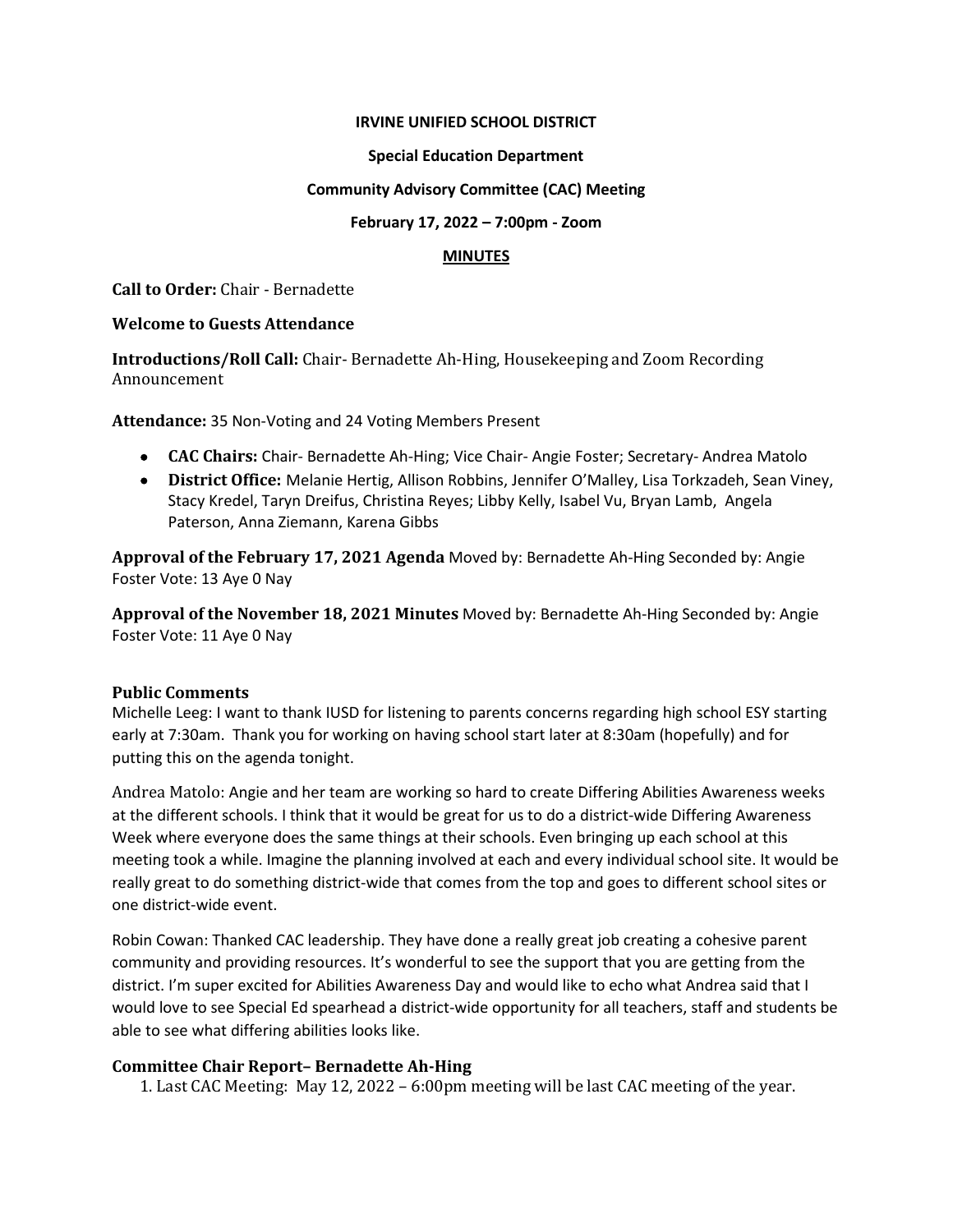**IRVINE UNIFIED SCHOOL DISTRICT**

**Special Education Department**

**Community Advisory Committee (CAC) Meeting**

**February 17, 2022 – 7:00pm - Zoom**

**MINUTES**

**Call to Order:** Chair - Bernadette

**Welcome to Guests Attendance**

**Introductions/Roll Call:** Chair- Bernadette Ah-Hing, Housekeeping and Zoom Recording Announcement

**Attendance:** 35 Non-Voting and 24 Voting Members Present

- **CAC Chairs:** Chair- Bernadette Ah-Hing; Vice Chair- Angie Foster; Secretary- Andrea Matolo
- **District Office:** Melanie Hertig, Allison Robbins, Jennifer O'Malley, Lisa Torkzadeh, Sean Viney, Stacy Kredel, Taryn Dreifus, Christina Reyes; Libby Kelly, Isabel Vu, Bryan Lamb, Angela Paterson, Anna Ziemann, Karena Gibbs

**Approval of the February 17, 2021 Agenda** Moved by: Bernadette Ah-Hing Seconded by: Angie Foster Vote: 13 Aye 0 Nay

**Approval of the November 18, 2021 Minutes** Moved by: Bernadette Ah-Hing Seconded by: Angie Foster Vote: 11 Aye 0 Nay

**Public Comments**

Michelle Leeg: I want to thank IUSD for listening to parents concerns regarding high school ESY starting early at 7:30am. Thank you for working on having school start later at 8:30am (hopefully) and for putting this on the agenda tonight.

Andrea Matolo: Angie and her team are working so hard to create Differing Abilities Awareness weeks at the different schools. I think that it would be great for us to do a district-wide Differing Awareness Week where everyone does the same things at their schools. Even bringing up each school at this meeting took a while. Imagine the planning involved at each and every individual school site. It would be really great to do something district-wide that comes from the top and goes to different school sites or one district-wide event.

Robin Cowan: Thanked CAC leadership. They have done a really great job creating a cohesive parent community and providing resources. It's wonderful to see the support that you are getting from the district. I'm super excited for Abilities Awareness Day and would like to echo what Andrea said that I would love to see Special Ed spearhead a district-wide opportunity for all teachers, staff and students be able to see what differing abilities looks like.

**Committee Chair Report– Bernadette Ah-Hing**

1. Last CAC Meeting: May 12, 2022 – 6:00pm meeting will be last CAC meeting of the year.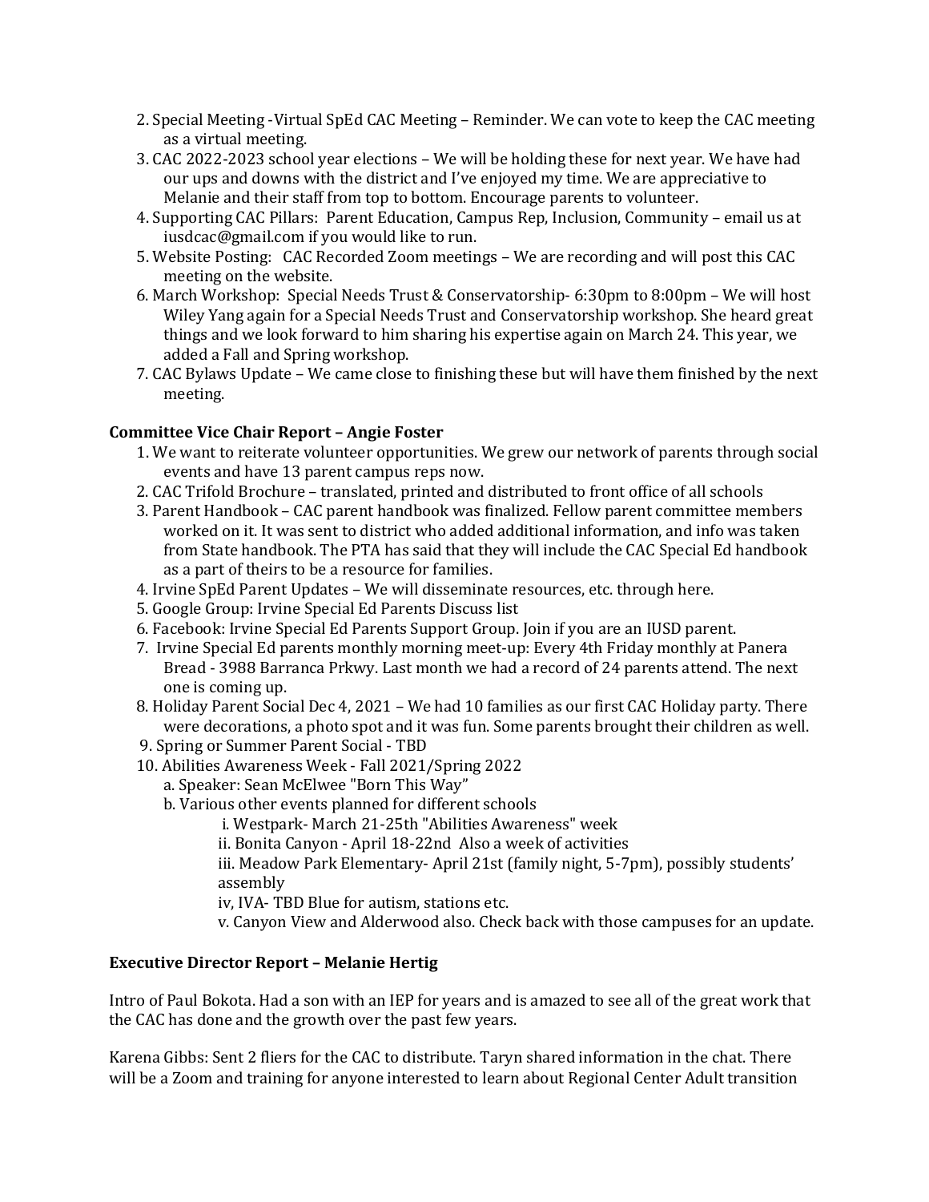2. Special Meeting -Virtual SpEd CAC Meeting – Reminder. We can vote to keep the CAC meeting as a virtual meeting.
3. CAC 2022-2023 school year elections – We will be holding these for next year. We have had our ups and downs with the district and I've enjoyed my time. We are appreciative to Melanie and their staff from top to bottom. Encourage parents to volunteer.
4. Supporting CAC Pillars: Parent Education, Campus Rep, Inclusion, Community – email us at iusdcac@gmail.com if you would like to run.
5. Website Posting: CAC Recorded Zoom meetings – We are recording and will post this CAC meeting on the website.
6. March Workshop: Special Needs Trust & Conservatorship- 6:30pm to 8:00pm – We will host Wiley Yang again for a Special Needs Trust and Conservatorship workshop. She heard great things and we look forward to him sharing his expertise again on March 24. This year, we added a Fall and Spring workshop.
7. CAC Bylaws Update – We came close to finishing these but will have them finished by the next meeting.

**Committee Vice Chair Report – Angie Foster**

1. We want to reiterate volunteer opportunities. We grew our network of parents through social events and have 13 parent campus reps now.
2. CAC Trifold Brochure – translated, printed and distributed to front office of all schools
3. Parent Handbook – CAC parent handbook was finalized. Fellow parent committee members worked on it. It was sent to district who added additional information, and info was taken from State handbook. The PTA has said that they will include the CAC Special Ed handbook as a part of theirs to be a resource for families.
4. Irvine SpEd Parent Updates – We will disseminate resources, etc. through here.
5. Google Group: Irvine Special Ed Parents Discuss list
6. Facebook: Irvine Special Ed Parents Support Group. Join if you are an IUSD parent.
7. Irvine Special Ed parents monthly morning meet-up: Every 4th Friday monthly at Panera Bread - 3988 Barranca Prkwy. Last month we had a record of 24 parents attend. The next one is coming up.
8. Holiday Parent Social Dec 4, 2021 – We had 10 families as our first CAC Holiday party. There were decorations, a photo spot and it was fun. Some parents brought their children as well.
9. Spring or Summer Parent Social - TBD
10. Abilities Awareness Week - Fall 2021/Spring 2022
    a. Speaker: Sean McElwee "Born This Way"
    b. Various other events planned for different schools
        i. Westpark- March 21-25th "Abilities Awareness" week
        ii. Bonita Canyon - April 18-22nd Also a week of activities
        iii. Meadow Park Elementary- April 21st (family night, 5-7pm), possibly students' assembly
        iv, IVA- TBD Blue for autism, stations etc.
        v. Canyon View and Alderwood also. Check back with those campuses for an update.

**Executive Director Report – Melanie Hertig**

Intro of Paul Bokota. Had a son with an IEP for years and is amazed to see all of the great work that the CAC has done and the growth over the past few years.

Karena Gibbs: Sent 2 fliers for the CAC to distribute. Taryn shared information in the chat. There will be a Zoom and training for anyone interested to learn about Regional Center Adult transition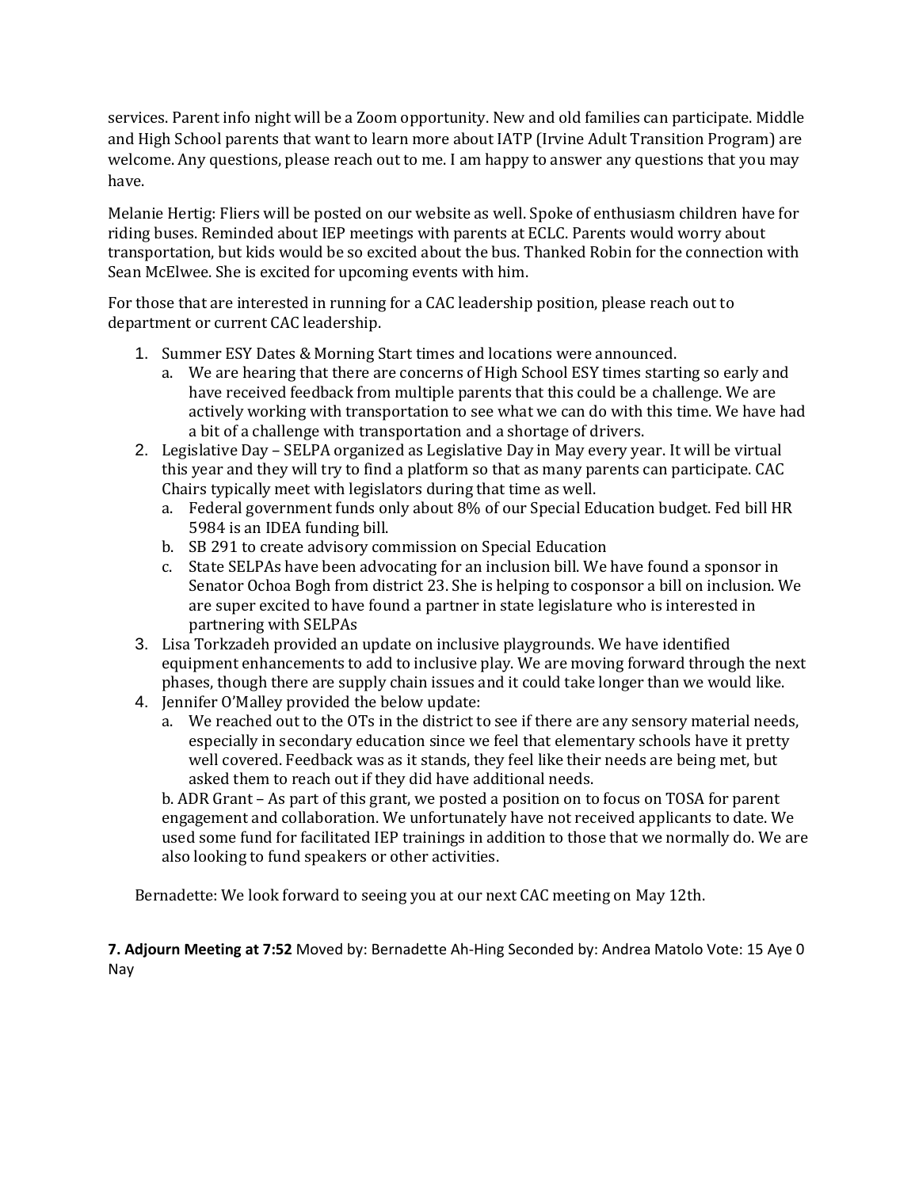services. Parent info night will be a Zoom opportunity. New and old families can participate. Middle and High School parents that want to learn more about IATP (Irvine Adult Transition Program) are welcome. Any questions, please reach out to me. I am happy to answer any questions that you may have.

Melanie Hertig: Fliers will be posted on our website as well. Spoke of enthusiasm children have for riding buses. Reminded about IEP meetings with parents at ECLC. Parents would worry about transportation, but kids would be so excited about the bus. Thanked Robin for the connection with Sean McElwee. She is excited for upcoming events with him.

For those that are interested in running for a CAC leadership position, please reach out to department or current CAC leadership.

1. Summer ESY Dates & Morning Start times and locations were announced.
   a. We are hearing that there are concerns of High School ESY times starting so early and have received feedback from multiple parents that this could be a challenge. We are actively working with transportation to see what we can do with this time. We have had a bit of a challenge with transportation and a shortage of drivers.
2. Legislative Day – SELPA organized as Legislative Day in May every year. It will be virtual this year and they will try to find a platform so that as many parents can participate. CAC Chairs typically meet with legislators during that time as well.
   a. Federal government funds only about 8% of our Special Education budget. Fed bill HR 5984 is an IDEA funding bill.
   b. SB 291 to create advisory commission on Special Education
   c. State SELPAs have been advocating for an inclusion bill. We have found a sponsor in Senator Ochoa Bogh from district 23. She is helping to cosponsor a bill on inclusion. We are super excited to have found a partner in state legislature who is interested in partnering with SELPAs
3. Lisa Torkzadeh provided an update on inclusive playgrounds. We have identified equipment enhancements to add to inclusive play. We are moving forward through the next phases, though there are supply chain issues and it could take longer than we would like.
4. Jennifer O'Malley provided the below update:
   a. We reached out to the OTs in the district to see if there are any sensory material needs, especially in secondary education since we feel that elementary schools have it pretty well covered. Feedback was as it stands, they feel like their needs are being met, but asked them to reach out if they did have additional needs.

   b. ADR Grant – As part of this grant, we posted a position on to focus on TOSA for parent engagement and collaboration. We unfortunately have not received applicants to date. We used some fund for facilitated IEP trainings in addition to those that we normally do. We are also looking to fund speakers or other activities.

Bernadette: We look forward to seeing you at our next CAC meeting on May 12th.

**7. Adjourn Meeting at 7:52** Moved by: Bernadette Ah-Hing Seconded by: Andrea Matolo Vote: 15 Aye 0 Nay